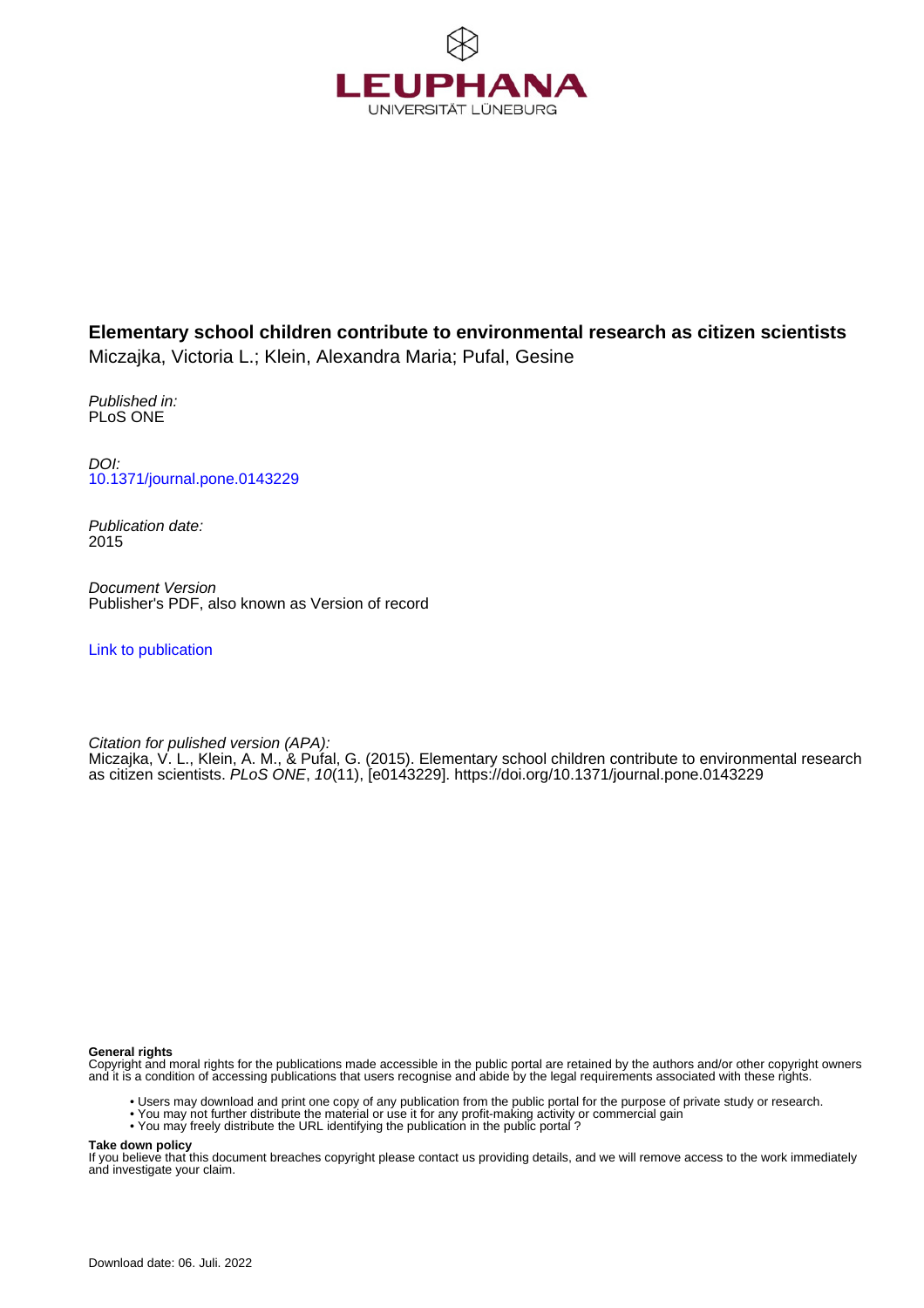LEUPHANA
UNIVERSITÄT LÜNEBURG

**Elementary school children contribute to environmental research as citizen scientists**
Miczajka, Victoria L.; Klein, Alexandra Maria; Pufal, Gesine

*Published in:*
PLoS ONE

*DOI:*
10.1371/journal.pone.0143229

*Publication date:*
2015

*Document Version*
Publisher's PDF, also known as Version of record

Link to publication

*Citation for pulished version (APA):*
Miczajka, V. L., Klein, A. M., & Pufal, G. (2015). Elementary school children contribute to environmental research as citizen scientists. *PLoS ONE*, *10*(11), [e0143229]. https://doi.org/10.1371/journal.pone.0143229

**General rights**
Copyright and moral rights for the publications made accessible in the public portal are retained by the authors and/or other copyright owners and it is a condition of accessing publications that users recognise and abide by the legal requirements associated with these rights.

- Users may download and print one copy of any publication from the public portal for the purpose of private study or research.
- You may not further distribute the material or use it for any profit-making activity or commercial gain
- You may freely distribute the URL identifying the publication in the public portal ?

**Take down policy**
If you believe that this document breaches copyright please contact us providing details, and we will remove access to the work immediately and investigate your claim.

Download date: 06. Juli. 2022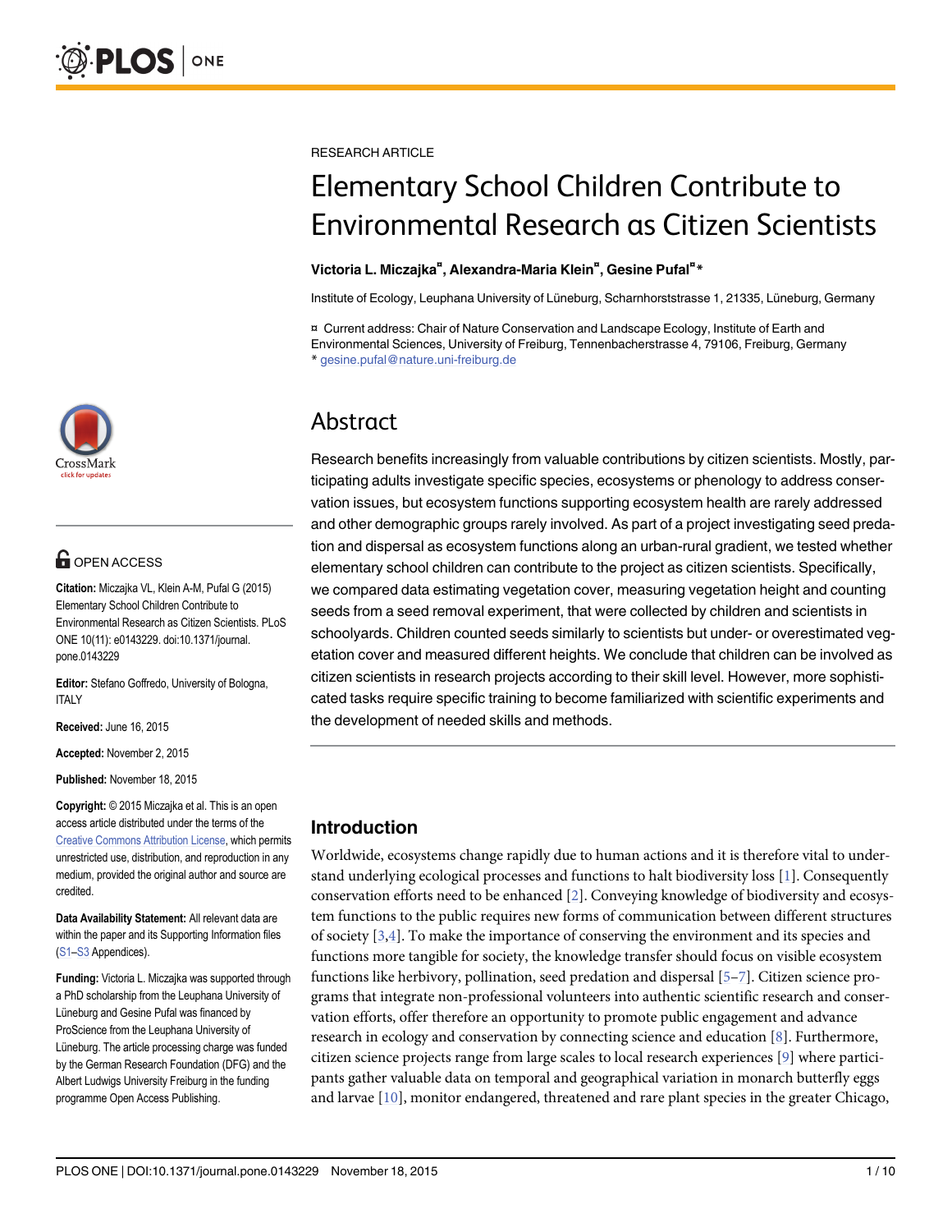RESEARCH ARTICLE

# Elementary School Children Contribute to Environmental Research as Citizen Scientists

**Victoria L. Miczajka[¤], Alexandra-Maria Klein[¤], Gesine Pufal[¤]***

Institute of Ecology, Leuphana University of Lüneburg, Scharnhorststrasse 1, 21335, Lüneburg, Germany

¤ Current address: Chair of Nature Conservation and Landscape Ecology, Institute of Earth and Environmental Sciences, University of Freiburg, Tennenbacherstrasse 4, 79106, Freiburg, Germany
* gesine.pufal@nature.uni-freiburg.de

OPEN ACCESS

**Citation:** Miczajka VL, Klein A-M, Pufal G (2015) Elementary School Children Contribute to Environmental Research as Citizen Scientists. PLoS ONE 10(11): e0143229. doi:10.1371/journal.pone.0143229

**Editor:** Stefano Goffredo, University of Bologna, ITALY

**Received:** June 16, 2015

**Accepted:** November 2, 2015

**Published:** November 18, 2015

**Copyright:** © 2015 Miczajka et al. This is an open access article distributed under the terms of the Creative Commons Attribution License, which permits unrestricted use, distribution, and reproduction in any medium, provided the original author and source are credited.

**Data Availability Statement:** All relevant data are within the paper and its Supporting Information files (S1–S3 Appendices).

**Funding:** Victoria L. Miczajka was supported through a PhD scholarship from the Leuphana University of Lüneburg and Gesine Pufal was financed by ProScience from the Leuphana University of Lüneburg. The article processing charge was funded by the German Research Foundation (DFG) and the Albert Ludwigs University Freiburg in the funding programme Open Access Publishing.

## Abstract

Research benefits increasingly from valuable contributions by citizen scientists. Mostly, participating adults investigate specific species, ecosystems or phenology to address conservation issues, but ecosystem functions supporting ecosystem health are rarely addressed and other demographic groups rarely involved. As part of a project investigating seed predation and dispersal as ecosystem functions along an urban-rural gradient, we tested whether elementary school children can contribute to the project as citizen scientists. Specifically, we compared data estimating vegetation cover, measuring vegetation height and counting seeds from a seed removal experiment, that were collected by children and scientists in schoolyards. Children counted seeds similarly to scientists but under- or overestimated vegetation cover and measured different heights. We conclude that children can be involved as citizen scientists in research projects according to their skill level. However, more sophisticated tasks require specific training to become familiarized with scientific experiments and the development of needed skills and methods.

## Introduction

Worldwide, ecosystems change rapidly due to human actions and it is therefore vital to understand underlying ecological processes and functions to halt biodiversity loss [1]. Consequently conservation efforts need to be enhanced [2]. Conveying knowledge of biodiversity and ecosystem functions to the public requires new forms of communication between different structures of society [3,4]. To make the importance of conserving the environment and its species and functions more tangible for society, the knowledge transfer should focus on visible ecosystem functions like herbivory, pollination, seed predation and dispersal [5–7]. Citizen science programs that integrate non-professional volunteers into authentic scientific research and conservation efforts, offer therefore an opportunity to promote public engagement and advance research in ecology and conservation by connecting science and education [8]. Furthermore, citizen science projects range from large scales to local research experiences [9] where participants gather valuable data on temporal and geographical variation in monarch butterfly eggs and larvae [10], monitor endangered, threatened and rare plant species in the greater Chicago,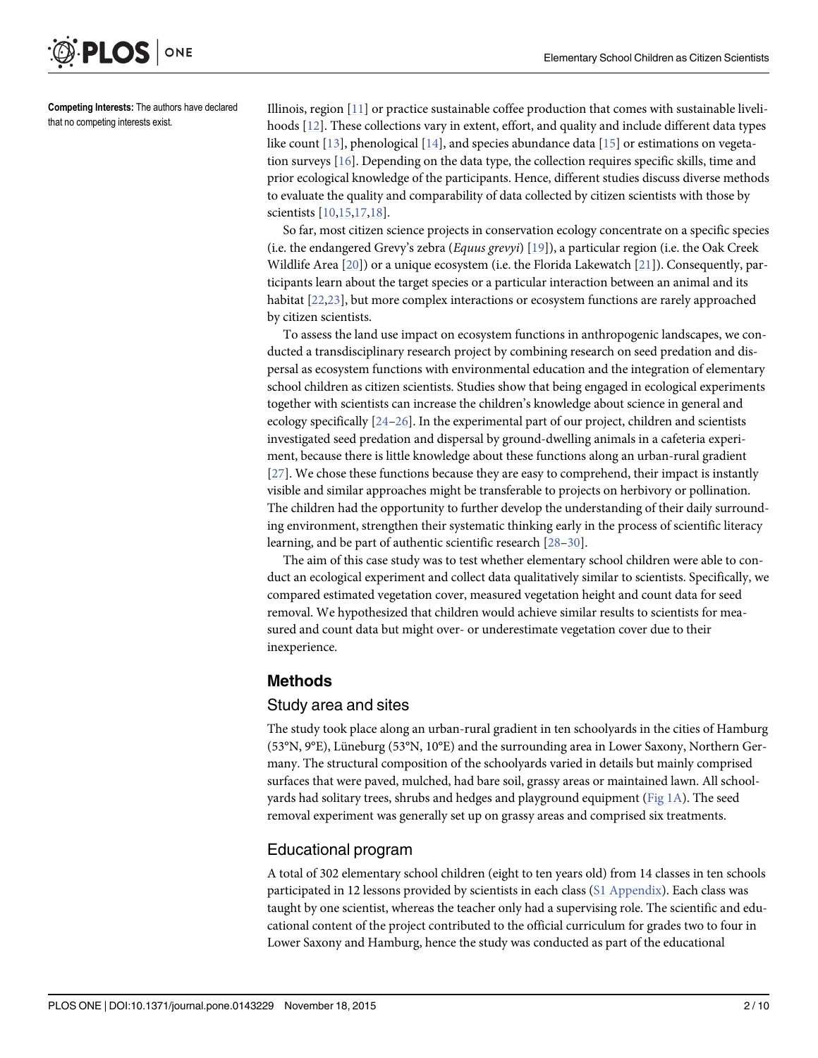**Competing Interests:** The authors have declared that no competing interests exist.

Illinois, region [11] or practice sustainable coffee production that comes with sustainable livelihoods [12]. These collections vary in extent, effort, and quality and include different data types like count [13], phenological [14], and species abundance data [15] or estimations on vegetation surveys [16]. Depending on the data type, the collection requires specific skills, time and prior ecological knowledge of the participants. Hence, different studies discuss diverse methods to evaluate the quality and comparability of data collected by citizen scientists with those by scientists [10,15,17,18].

So far, most citizen science projects in conservation ecology concentrate on a specific species (i.e. the endangered Grevy's zebra (*Equus grevyi*) [19]), a particular region (i.e. the Oak Creek Wildlife Area [20]) or a unique ecosystem (i.e. the Florida Lakewatch [21]). Consequently, participants learn about the target species or a particular interaction between an animal and its habitat [22,23], but more complex interactions or ecosystem functions are rarely approached by citizen scientists.

To assess the land use impact on ecosystem functions in anthropogenic landscapes, we conducted a transdisciplinary research project by combining research on seed predation and dispersal as ecosystem functions with environmental education and the integration of elementary school children as citizen scientists. Studies show that being engaged in ecological experiments together with scientists can increase the children's knowledge about science in general and ecology specifically [24–26]. In the experimental part of our project, children and scientists investigated seed predation and dispersal by ground-dwelling animals in a cafeteria experiment, because there is little knowledge about these functions along an urban-rural gradient [27]. We chose these functions because they are easy to comprehend, their impact is instantly visible and similar approaches might be transferable to projects on herbivory or pollination. The children had the opportunity to further develop the understanding of their daily surrounding environment, strengthen their systematic thinking early in the process of scientific literacy learning, and be part of authentic scientific research [28–30].

The aim of this case study was to test whether elementary school children were able to conduct an ecological experiment and collect data qualitatively similar to scientists. Specifically, we compared estimated vegetation cover, measured vegetation height and count data for seed removal. We hypothesized that children would achieve similar results to scientists for measured and count data but might over- or underestimate vegetation cover due to their inexperience.

## Methods

### Study area and sites

The study took place along an urban-rural gradient in ten schoolyards in the cities of Hamburg (53°N, 9°E), Lüneburg (53°N, 10°E) and the surrounding area in Lower Saxony, Northern Germany. The structural composition of the schoolyards varied in details but mainly comprised surfaces that were paved, mulched, had bare soil, grassy areas or maintained lawn. All schoolyards had solitary trees, shrubs and hedges and playground equipment (Fig 1A). The seed removal experiment was generally set up on grassy areas and comprised six treatments.

### Educational program

A total of 302 elementary school children (eight to ten years old) from 14 classes in ten schools participated in 12 lessons provided by scientists in each class (S1 Appendix). Each class was taught by one scientist, whereas the teacher only had a supervising role. The scientific and educational content of the project contributed to the official curriculum for grades two to four in Lower Saxony and Hamburg, hence the study was conducted as part of the educational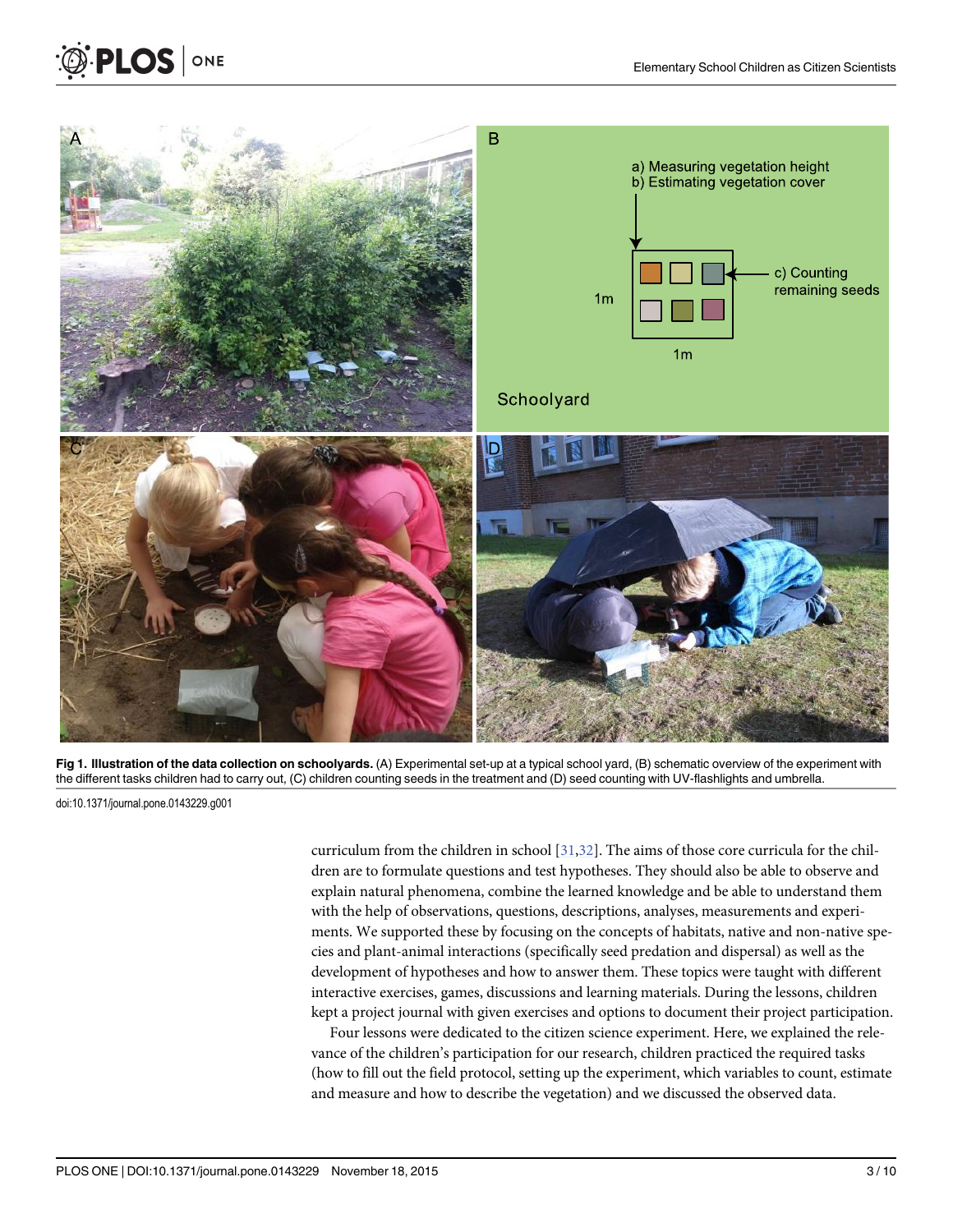**Fig 1. Illustration of the data collection on schoolyards.** (A) Experimental set-up at a typical school yard, (B) schematic overview of the experiment with the different tasks children had to carry out, (C) children counting seeds in the treatment and (D) seed counting with UV-flashlights and umbrella.

doi:10.1371/journal.pone.0143229.g001

curriculum from the children in school [31,32]. The aims of those core curricula for the children are to formulate questions and test hypotheses. They should also be able to observe and explain natural phenomena, combine the learned knowledge and be able to understand them with the help of observations, questions, descriptions, analyses, measurements and experiments. We supported these by focusing on the concepts of habitats, native and non-native species and plant-animal interactions (specifically seed predation and dispersal) as well as the development of hypotheses and how to answer them. These topics were taught with different interactive exercises, games, discussions and learning materials. During the lessons, children kept a project journal with given exercises and options to document their project participation.

Four lessons were dedicated to the citizen science experiment. Here, we explained the relevance of the children's participation for our research, children practiced the required tasks (how to fill out the field protocol, setting up the experiment, which variables to count, estimate and measure and how to describe the vegetation) and we discussed the observed data.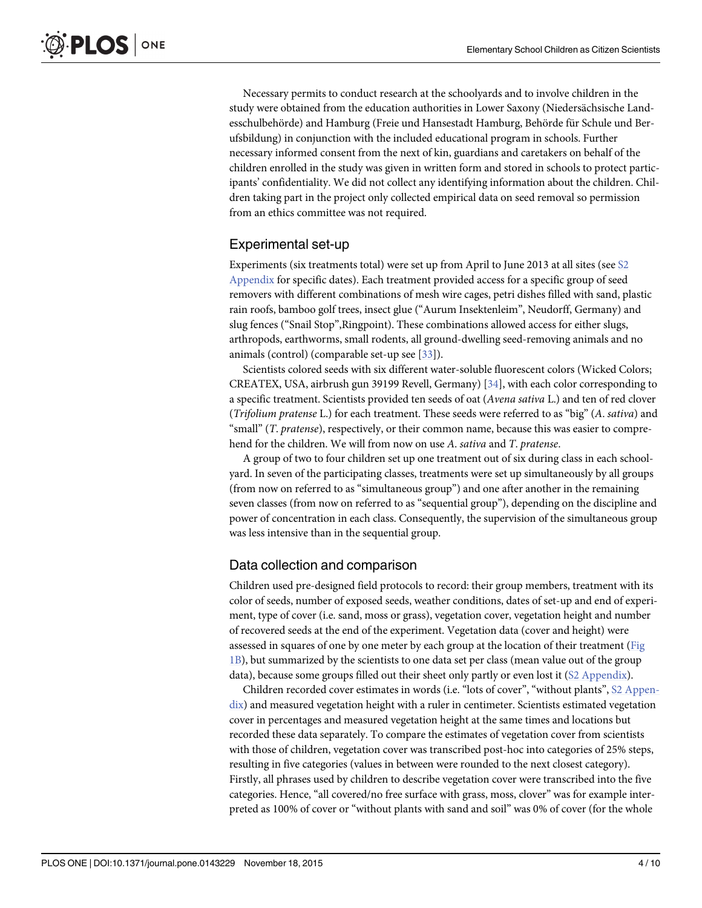Necessary permits to conduct research at the schoolyards and to involve children in the study were obtained from the education authorities in Lower Saxony (Niedersächsische Landesschulbehörde) and Hamburg (Freie und Hansestadt Hamburg, Behörde für Schule und Berufsbildung) in conjunction with the included educational program in schools. Further necessary informed consent from the next of kin, guardians and caretakers on behalf of the children enrolled in the study was given in written form and stored in schools to protect participants' confidentiality. We did not collect any identifying information about the children. Children taking part in the project only collected empirical data on seed removal so permission from an ethics committee was not required.

## Experimental set-up

Experiments (six treatments total) were set up from April to June 2013 at all sites (see S2 Appendix for specific dates). Each treatment provided access for a specific group of seed removers with different combinations of mesh wire cages, petri dishes filled with sand, plastic rain roofs, bamboo golf trees, insect glue ("Aurum Insektenleim", Neudorff, Germany) and slug fences ("Snail Stop",Ringpoint). These combinations allowed access for either slugs, arthropods, earthworms, small rodents, all ground-dwelling seed-removing animals and no animals (control) (comparable set-up see [33]).

Scientists colored seeds with six different water-soluble fluorescent colors (Wicked Colors; CREATEX, USA, airbrush gun 39199 Revell, Germany) [34], with each color corresponding to a specific treatment. Scientists provided ten seeds of oat (*Avena sativa* L.) and ten of red clover (*Trifolium pratense* L.) for each treatment. These seeds were referred to as "big" (*A. sativa*) and "small" (*T. pratense*), respectively, or their common name, because this was easier to comprehend for the children. We will from now on use *A. sativa* and *T. pratense*.

A group of two to four children set up one treatment out of six during class in each schoolyard. In seven of the participating classes, treatments were set up simultaneously by all groups (from now on referred to as "simultaneous group") and one after another in the remaining seven classes (from now on referred to as "sequential group"), depending on the discipline and power of concentration in each class. Consequently, the supervision of the simultaneous group was less intensive than in the sequential group.

## Data collection and comparison

Children used pre-designed field protocols to record: their group members, treatment with its color of seeds, number of exposed seeds, weather conditions, dates of set-up and end of experiment, type of cover (i.e. sand, moss or grass), vegetation cover, vegetation height and number of recovered seeds at the end of the experiment. Vegetation data (cover and height) were assessed in squares of one by one meter by each group at the location of their treatment (Fig 1B), but summarized by the scientists to one data set per class (mean value out of the group data), because some groups filled out their sheet only partly or even lost it (S2 Appendix).

Children recorded cover estimates in words (i.e. "lots of cover", "without plants", S2 Appendix) and measured vegetation height with a ruler in centimeter. Scientists estimated vegetation cover in percentages and measured vegetation height at the same times and locations but recorded these data separately. To compare the estimates of vegetation cover from scientists with those of children, vegetation cover was transcribed post-hoc into categories of 25% steps, resulting in five categories (values in between were rounded to the next closest category). Firstly, all phrases used by children to describe vegetation cover were transcribed into the five categories. Hence, "all covered/no free surface with grass, moss, clover" was for example interpreted as 100% of cover or "without plants with sand and soil" was 0% of cover (for the whole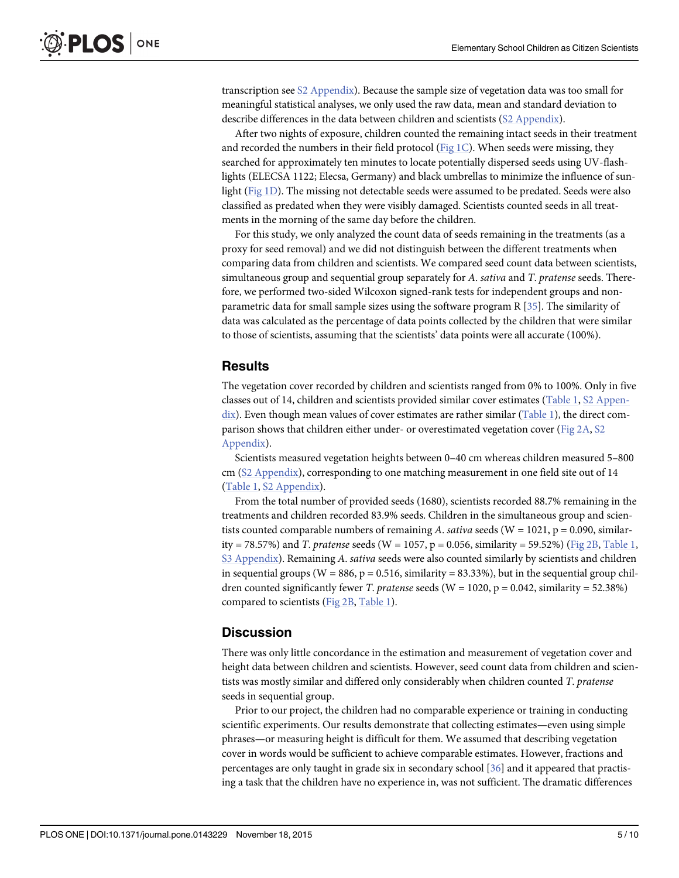transcription see S2 Appendix). Because the sample size of vegetation data was too small for meaningful statistical analyses, we only used the raw data, mean and standard deviation to describe differences in the data between children and scientists (S2 Appendix).

After two nights of exposure, children counted the remaining intact seeds in their treatment and recorded the numbers in their field protocol (Fig 1C). When seeds were missing, they searched for approximately ten minutes to locate potentially dispersed seeds using UV-flashlights (ELECSA 1122; Elecsa, Germany) and black umbrellas to minimize the influence of sunlight (Fig 1D). The missing not detectable seeds were assumed to be predated. Seeds were also classified as predated when they were visibly damaged. Scientists counted seeds in all treatments in the morning of the same day before the children.

For this study, we only analyzed the count data of seeds remaining in the treatments (as a proxy for seed removal) and we did not distinguish between the different treatments when comparing data from children and scientists. We compared seed count data between scientists, simultaneous group and sequential group separately for *A. sativa* and *T. pratense* seeds. Therefore, we performed two-sided Wilcoxon signed-rank tests for independent groups and non-parametric data for small sample sizes using the software program R [35]. The similarity of data was calculated as the percentage of data points collected by the children that were similar to those of scientists, assuming that the scientists' data points were all accurate (100%).

## Results

The vegetation cover recorded by children and scientists ranged from 0% to 100%. Only in five classes out of 14, children and scientists provided similar cover estimates (Table 1, S2 Appendix). Even though mean values of cover estimates are rather similar (Table 1), the direct comparison shows that children either under- or overestimated vegetation cover (Fig 2A, S2 Appendix).

Scientists measured vegetation heights between 0–40 cm whereas children measured 5–800 cm (S2 Appendix), corresponding to one matching measurement in one field site out of 14 (Table 1, S2 Appendix).

From the total number of provided seeds (1680), scientists recorded 88.7% remaining in the treatments and children recorded 83.9% seeds. Children in the simultaneous group and scientists counted comparable numbers of remaining *A. sativa* seeds ($W = 1021$, $p = 0.090$, similarity = 78.57%) and *T. pratense* seeds ($W = 1057$, $p = 0.056$, similarity = 59.52%) (Fig 2B, Table 1, S3 Appendix). Remaining *A. sativa* seeds were also counted similarly by scientists and children in sequential groups ($W = 886$, $p = 0.516$, similarity = 83.33%), but in the sequential group children counted significantly fewer *T. pratense* seeds ($W = 1020$, $p = 0.042$, similarity = 52.38%) compared to scientists (Fig 2B, Table 1).

## Discussion

There was only little concordance in the estimation and measurement of vegetation cover and height data between children and scientists. However, seed count data from children and scientists was mostly similar and differed only considerably when children counted *T. pratense* seeds in sequential group.

Prior to our project, the children had no comparable experience or training in conducting scientific experiments. Our results demonstrate that collecting estimates—even using simple phrases—or measuring height is difficult for them. We assumed that describing vegetation cover in words would be sufficient to achieve comparable estimates. However, fractions and percentages are only taught in grade six in secondary school [36] and it appeared that practising a task that the children have no experience in, was not sufficient. The dramatic differences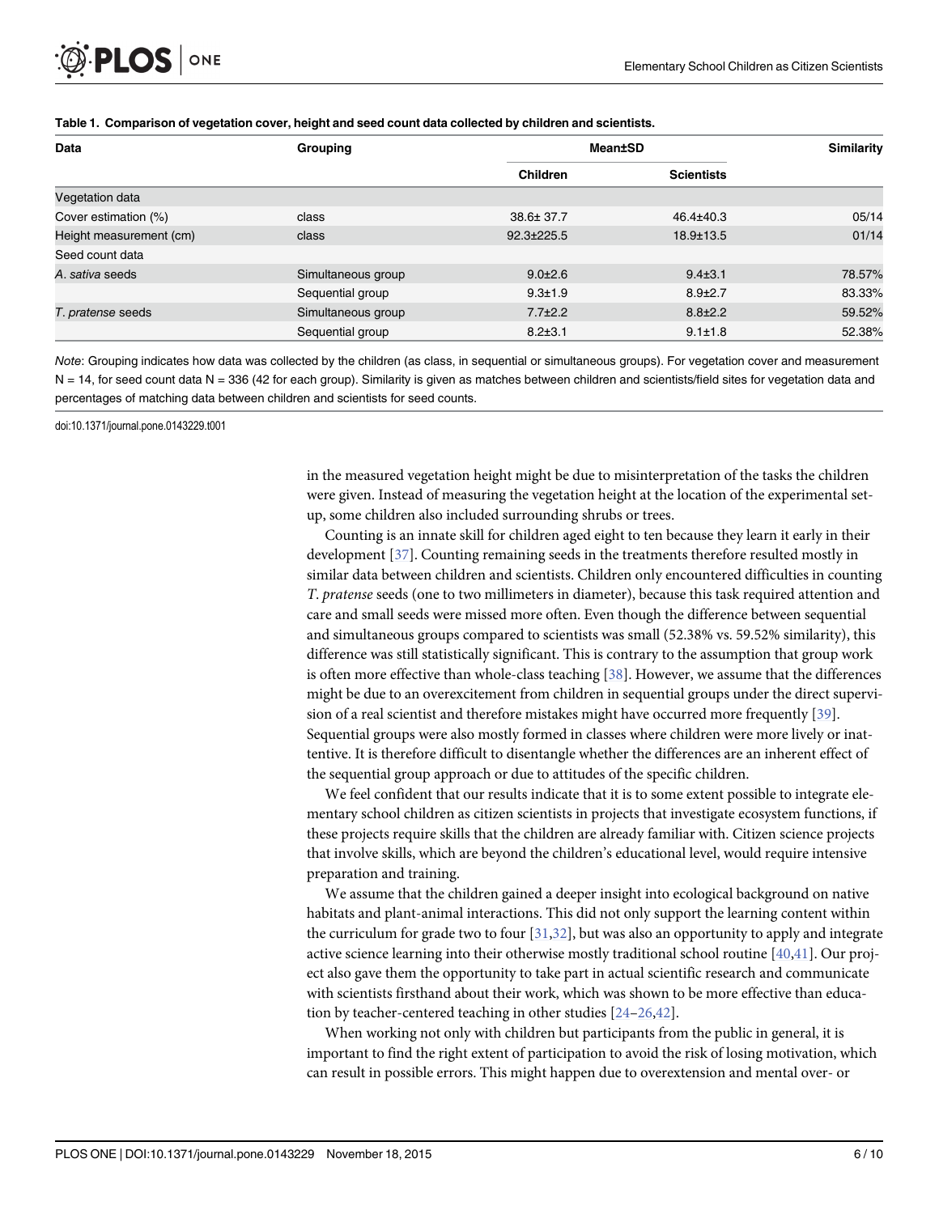**Table 1. Comparison of vegetation cover, height and seed count data collected by children and scientists.**

| Data | Grouping | Mean±SD | | Similarity |
|---|---|---|---|---|
| | | Children | Scientists | |
| Vegetation data | | | | |
| Cover estimation (%) | class | 38.6± 37.7 | 46.4±40.3 | 05/14 |
| Height measurement (cm) | class | 92.3±225.5 | 18.9±13.5 | 01/14 |
| Seed count data | | | | |
| *A. sativa* seeds | Simultaneous group | 9.0±2.6 | 9.4±3.1 | 78.57% |
| | Sequential group | 9.3±1.9 | 8.9±2.7 | 83.33% |
| *T. pratense* seeds | Simultaneous group | 7.7±2.2 | 8.8±2.2 | 59.52% |
| | Sequential group | 8.2±3.1 | 9.1±1.8 | 52.38% |

*Note*: Grouping indicates how data was collected by the children (as class, in sequential or simultaneous groups). For vegetation cover and measurement N = 14, for seed count data N = 336 (42 for each group). Similarity is given as matches between children and scientists/field sites for vegetation data and percentages of matching data between children and scientists for seed counts.

doi:10.1371/journal.pone.0143229.t001

in the measured vegetation height might be due to misinterpretation of the tasks the children were given. Instead of measuring the vegetation height at the location of the experimental setup, some children also included surrounding shrubs or trees.

Counting is an innate skill for children aged eight to ten because they learn it early in their development [37]. Counting remaining seeds in the treatments therefore resulted mostly in similar data between children and scientists. Children only encountered difficulties in counting *T. pratense* seeds (one to two millimeters in diameter), because this task required attention and care and small seeds were missed more often. Even though the difference between sequential and simultaneous groups compared to scientists was small (52.38% vs. 59.52% similarity), this difference was still statistically significant. This is contrary to the assumption that group work is often more effective than whole-class teaching [38]. However, we assume that the differences might be due to an overexcitement from children in sequential groups under the direct supervision of a real scientist and therefore mistakes might have occurred more frequently [39]. Sequential groups were also mostly formed in classes where children were more lively or inattentive. It is therefore difficult to disentangle whether the differences are an inherent effect of the sequential group approach or due to attitudes of the specific children.

We feel confident that our results indicate that it is to some extent possible to integrate elementary school children as citizen scientists in projects that investigate ecosystem functions, if these projects require skills that the children are already familiar with. Citizen science projects that involve skills, which are beyond the children's educational level, would require intensive preparation and training.

We assume that the children gained a deeper insight into ecological background on native habitats and plant-animal interactions. This did not only support the learning content within the curriculum for grade two to four [31,32], but was also an opportunity to apply and integrate active science learning into their otherwise mostly traditional school routine [40,41]. Our project also gave them the opportunity to take part in actual scientific research and communicate with scientists firsthand about their work, which was shown to be more effective than education by teacher-centered teaching in other studies [24–26,42].

When working not only with children but participants from the public in general, it is important to find the right extent of participation to avoid the risk of losing motivation, which can result in possible errors. This might happen due to overextension and mental over- or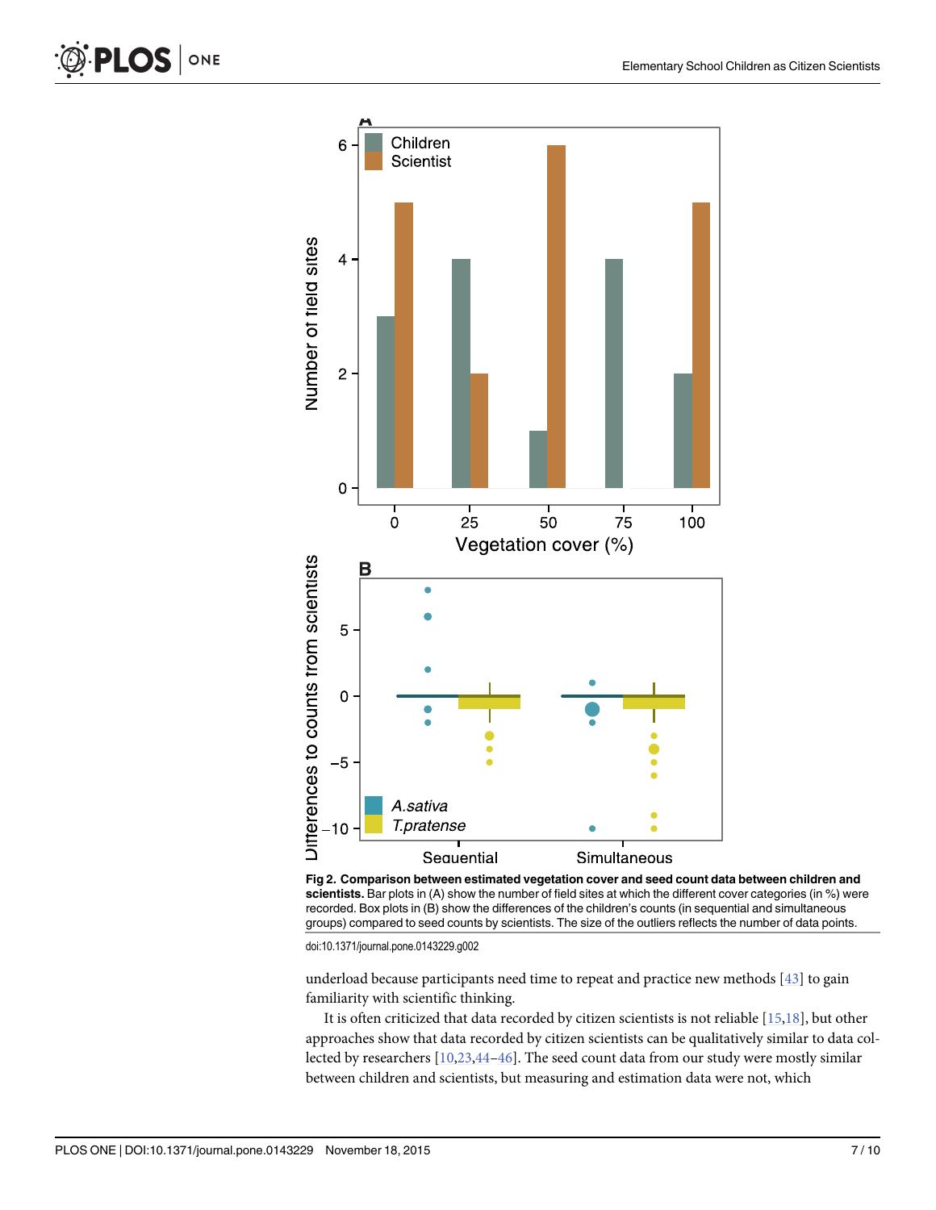**Fig 2. Comparison between estimated vegetation cover and seed count data between children and scientists.** Bar plots in (A) show the number of field sites at which the different cover categories (in %) were recorded. Box plots in (B) show the differences of the children's counts (in sequential and simultaneous groups) compared to seed counts by scientists. The size of the outliers reflects the number of data points.

doi:10.1371/journal.pone.0143229.g002

underload because participants need time to repeat and practice new methods [43] to gain familiarity with scientific thinking.

It is often criticized that data recorded by citizen scientists is not reliable [15,18], but other approaches show that data recorded by citizen scientists can be qualitatively similar to data collected by researchers [10,23,44–46]. The seed count data from our study were mostly similar between children and scientists, but measuring and estimation data were not, which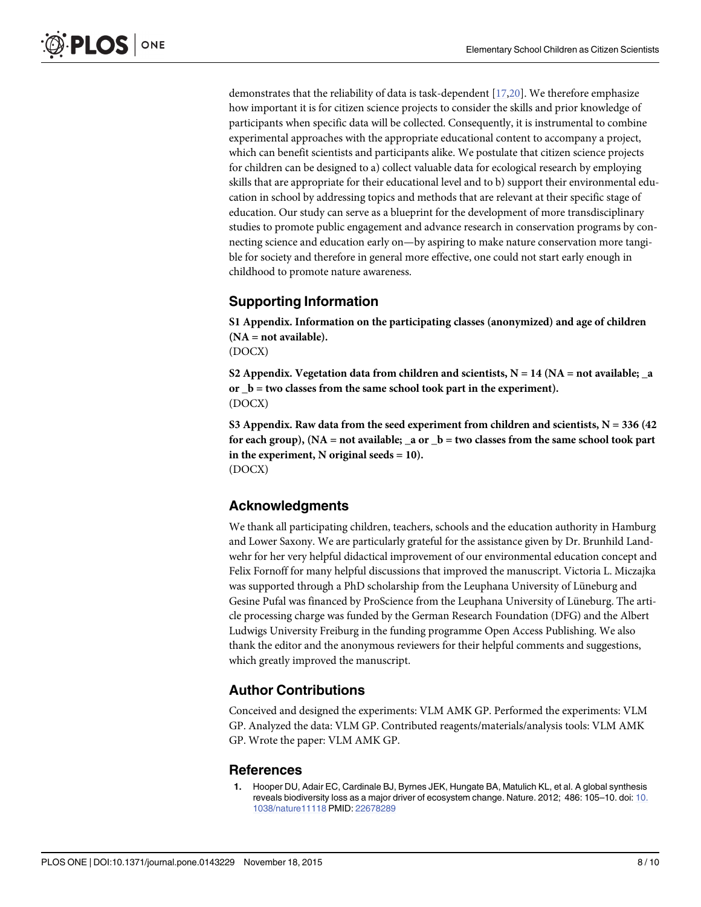demonstrates that the reliability of data is task-dependent [17,20]. We therefore emphasize how important it is for citizen science projects to consider the skills and prior knowledge of participants when specific data will be collected. Consequently, it is instrumental to combine experimental approaches with the appropriate educational content to accompany a project, which can benefit scientists and participants alike. We postulate that citizen science projects for children can be designed to a) collect valuable data for ecological research by employing skills that are appropriate for their educational level and to b) support their environmental education in school by addressing topics and methods that are relevant at their specific stage of education. Our study can serve as a blueprint for the development of more transdisciplinary studies to promote public engagement and advance research in conservation programs by connecting science and education early on—by aspiring to make nature conservation more tangible for society and therefore in general more effective, one could not start early enough in childhood to promote nature awareness.

## Supporting Information

**S1 Appendix. Information on the participating classes (anonymized) and age of children (NA = not available).**
(DOCX)

**S2 Appendix. Vegetation data from children and scientists, N = 14 (NA = not available; _a or _b = two classes from the same school took part in the experiment).**
(DOCX)

**S3 Appendix. Raw data from the seed experiment from children and scientists, N = 336 (42 for each group), (NA = not available; _a or _b = two classes from the same school took part in the experiment, N original seeds = 10).**
(DOCX)

## Acknowledgments

We thank all participating children, teachers, schools and the education authority in Hamburg and Lower Saxony. We are particularly grateful for the assistance given by Dr. Brunhild Landwehr for her very helpful didactical improvement of our environmental education concept and Felix Fornoff for many helpful discussions that improved the manuscript. Victoria L. Miczajka was supported through a PhD scholarship from the Leuphana University of Lüneburg and Gesine Pufal was financed by ProScience from the Leuphana University of Lüneburg. The article processing charge was funded by the German Research Foundation (DFG) and the Albert Ludwigs University Freiburg in the funding programme Open Access Publishing. We also thank the editor and the anonymous reviewers for their helpful comments and suggestions, which greatly improved the manuscript.

## Author Contributions

Conceived and designed the experiments: VLM AMK GP. Performed the experiments: VLM GP. Analyzed the data: VLM GP. Contributed reagents/materials/analysis tools: VLM AMK GP. Wrote the paper: VLM AMK GP.

## References

1. Hooper DU, Adair EC, Cardinale BJ, Byrnes JEK, Hungate BA, Matulich KL, et al. A global synthesis reveals biodiversity loss as a major driver of ecosystem change. Nature. 2012; 486: 105–10. doi: 10.1038/nature11118 PMID: 22678289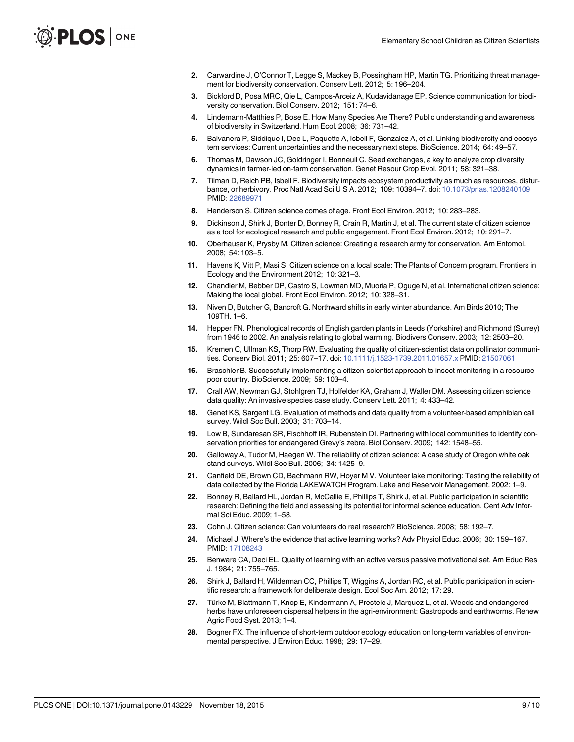2. Carwardine J, O'Connor T, Legge S, Mackey B, Possingham HP, Martin TG. Prioritizing threat management for biodiversity conservation. Conserv Lett. 2012; 5: 196–204.
3. Bickford D, Posa MRC, Qie L, Campos-Arceiz A, Kudavidanage EP. Science communication for biodiversity conservation. Biol Conserv. 2012; 151: 74–6.
4. Lindemann-Matthies P, Bose E. How Many Species Are There? Public understanding and awareness of biodiversity in Switzerland. Hum Ecol. 2008; 36: 731–42.
5. Balvanera P, Siddique I, Dee L, Paquette A, Isbell F, Gonzalez A, et al. Linking biodiversity and ecosystem services: Current uncertainties and the necessary next steps. BioScience. 2014; 64: 49–57.
6. Thomas M, Dawson JC, Goldringer I, Bonneuil C. Seed exchanges, a key to analyze crop diversity dynamics in farmer-led on-farm conservation. Genet Resour Crop Evol. 2011; 58: 321–38.
7. Tilman D, Reich PB, Isbell F. Biodiversity impacts ecosystem productivity as much as resources, disturbance, or herbivory. Proc Natl Acad Sci U S A. 2012; 109: 10394–7. doi: 10.1073/pnas.1208240109 PMID: 22689971
8. Henderson S. Citizen science comes of age. Front Ecol Environ. 2012; 10: 283–283.
9. Dickinson J, Shirk J, Bonter D, Bonney R, Crain R, Martin J, et al. The current state of citizen science as a tool for ecological research and public engagement. Front Ecol Environ. 2012; 10: 291–7.
10. Oberhauser K, Prysby M. Citizen science: Creating a research army for conservation. Am Entomol. 2008; 54: 103–5.
11. Havens K, Vitt P, Masi S. Citizen science on a local scale: The Plants of Concern program. Frontiers in Ecology and the Environment 2012; 10: 321–3.
12. Chandler M, Bebber DP, Castro S, Lowman MD, Muoria P, Oguge N, et al. International citizen science: Making the local global. Front Ecol Environ. 2012; 10: 328–31.
13. Niven D, Butcher G, Bancroft G. Northward shifts in early winter abundance. Am Birds 2010; The 109TH. 1–6.
14. Hepper FN. Phenological records of English garden plants in Leeds (Yorkshire) and Richmond (Surrey) from 1946 to 2002. An analysis relating to global warming. Biodivers Conserv. 2003; 12: 2503–20.
15. Kremen C, Ullman KS, Thorp RW. Evaluating the quality of citizen-scientist data on pollinator communities. Conserv Biol. 2011; 25: 607–17. doi: 10.1111/j.1523-1739.2011.01657.x PMID: 21507061
16. Braschler B. Successfully implementing a citizen-scientist approach to insect monitoring in a resource-poor country. BioScience. 2009; 59: 103–4.
17. Crall AW, Newman GJ, Stohlgren TJ, Holfelder KA, Graham J, Waller DM. Assessing citizen science data quality: An invasive species case study. Conserv Lett. 2011; 4: 433–42.
18. Genet KS, Sargent LG. Evaluation of methods and data quality from a volunteer-based amphibian call survey. Wildl Soc Bull. 2003; 31: 703–14.
19. Low B, Sundaresan SR, Fischhoff IR, Rubenstein DI. Partnering with local communities to identify conservation priorities for endangered Grevy's zebra. Biol Conserv. 2009; 142: 1548–55.
20. Galloway A, Tudor M, Haegen W. The reliability of citizen science: A case study of Oregon white oak stand surveys. Wildl Soc Bull. 2006; 34: 1425–9.
21. Canfield DE, Brown CD, Bachmann RW, Hoyer M V. Volunteer lake monitoring: Testing the reliability of data collected by the Florida LAKEWATCH Program. Lake and Reservoir Management. 2002: 1–9.
22. Bonney R, Ballard HL, Jordan R, McCallie E, Phillips T, Shirk J, et al. Public participation in scientific research: Defining the field and assessing its potential for informal science education. Cent Adv Informal Sci Educ. 2009; 1–58.
23. Cohn J. Citizen science: Can volunteers do real research? BioScience. 2008; 58: 192–7.
24. Michael J. Where's the evidence that active learning works? Adv Physiol Educ. 2006; 30: 159–167. PMID: 17108243
25. Benware CA, Deci EL. Quality of learning with an active versus passive motivational set. Am Educ Res J. 1984; 21: 755–765.
26. Shirk J, Ballard H, Wilderman CC, Phillips T, Wiggins A, Jordan RC, et al. Public participation in scientific research: a framework for deliberate design. Ecol Soc Am. 2012; 17: 29.
27. Türke M, Blattmann T, Knop E, Kindermann A, Prestele J, Marquez L, et al. Weeds and endangered herbs have unforeseen dispersal helpers in the agri-environment: Gastropods and earthworms. Renew Agric Food Syst. 2013; 1–4.
28. Bogner FX. The influence of short-term outdoor ecology education on long-term variables of environmental perspective. J Environ Educ. 1998; 29: 17–29.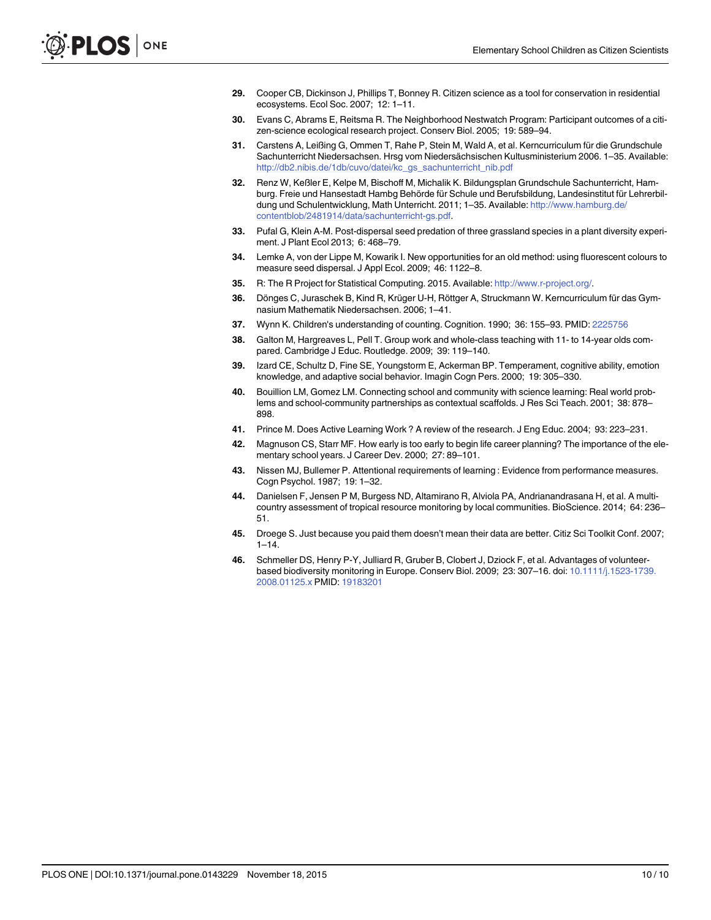29. Cooper CB, Dickinson J, Phillips T, Bonney R. Citizen science as a tool for conservation in residential ecosystems. Ecol Soc. 2007; 12: 1–11.
30. Evans C, Abrams E, Reitsma R. The Neighborhood Nestwatch Program: Participant outcomes of a citizen-science ecological research project. Conserv Biol. 2005; 19: 589–94.
31. Carstens A, Leißing G, Ommen T, Rahe P, Stein M, Wald A, et al. Kerncurriculum für die Grundschule Sachunterricht Niedersachsen. Hrsg vom Niedersächsischen Kultusministerium 2006. 1–35. Available: http://db2.nibis.de/1db/cuvo/datei/kc_gs_sachunterricht_nib.pdf
32. Renz W, Keßler E, Kelpe M, Bischoff M, Michalik K. Bildungsplan Grundschule Sachunterricht, Hamburg. Freie und Hansestadt Hambg Behörde für Schule und Berufsbildung, Landesinstitut für Lehrerbildung und Schulentwicklung, Math Unterricht. 2011; 1–35. Available: http://www.hamburg.de/contentblob/2481914/data/sachunterricht-gs.pdf.
33. Pufal G, Klein A-M. Post-dispersal seed predation of three grassland species in a plant diversity experiment. J Plant Ecol 2013; 6: 468–79.
34. Lemke A, von der Lippe M, Kowarik I. New opportunities for an old method: using fluorescent colours to measure seed dispersal. J Appl Ecol. 2009; 46: 1122–8.
35. R: The R Project for Statistical Computing. 2015. Available: http://www.r-project.org/.
36. Dönges C, Juraschek B, Kind R, Krüger U-H, Röttger A, Struckmann W. Kerncurriculum für das Gymnasium Mathematik Niedersachsen. 2006; 1–41.
37. Wynn K. Children's understanding of counting. Cognition. 1990; 36: 155–93. PMID: 2225756
38. Galton M, Hargreaves L, Pell T. Group work and whole-class teaching with 11- to 14-year olds compared. Cambridge J Educ. Routledge. 2009; 39: 119–140.
39. Izard CE, Schultz D, Fine SE, Youngstorm E, Ackerman BP. Temperament, cognitive ability, emotion knowledge, and adaptive social behavior. Imagin Cogn Pers. 2000; 19: 305–330.
40. Bouillion LM, Gomez LM. Connecting school and community with science learning: Real world problems and school-community partnerships as contextual scaffolds. J Res Sci Teach. 2001; 38: 878–898.
41. Prince M. Does Active Learning Work ? A review of the research. J Eng Educ. 2004; 93: 223–231.
42. Magnuson CS, Starr MF. How early is too early to begin life career planning? The importance of the elementary school years. J Career Dev. 2000; 27: 89–101.
43. Nissen MJ, Bullemer P. Attentional requirements of learning : Evidence from performance measures. Cogn Psychol. 1987; 19: 1–32.
44. Danielsen F, Jensen P M, Burgess ND, Altamirano R, Alviola PA, Andrianandrasana H, et al. A multi-country assessment of tropical resource monitoring by local communities. BioScience. 2014; 64: 236–51.
45. Droege S. Just because you paid them doesn't mean their data are better. Citiz Sci Toolkit Conf. 2007; 1–14.
46. Schmeller DS, Henry P-Y, Julliard R, Gruber B, Clobert J, Dziock F, et al. Advantages of volunteer-based biodiversity monitoring in Europe. Conserv Biol. 2009; 23: 307–16. doi: 10.1111/j.1523-1739.2008.01125.x PMID: 19183201